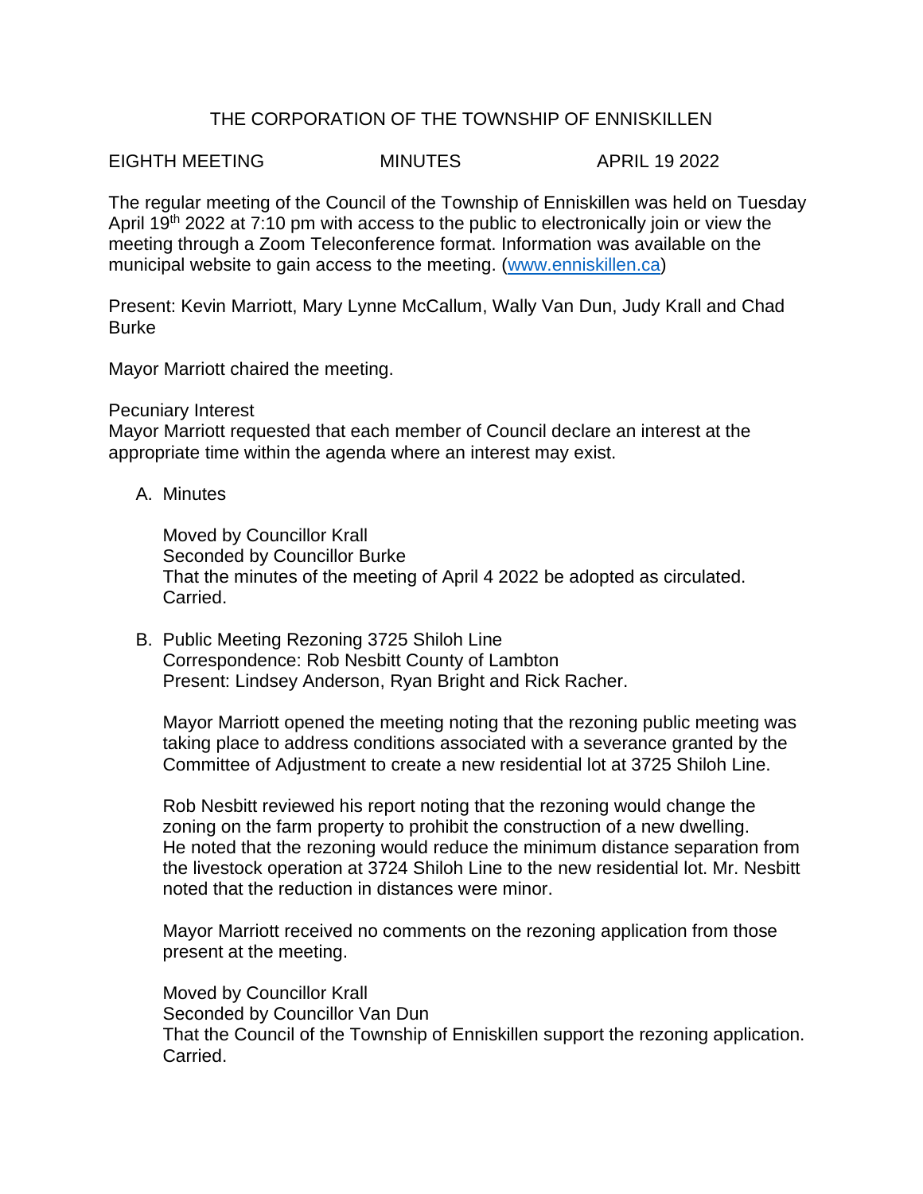# THE CORPORATION OF THE TOWNSHIP OF ENNISKILLEN

EIGHTH MEETING MINUTES APRIL 19 2022

The regular meeting of the Council of the Township of Enniskillen was held on Tuesday April 19th 2022 at 7:10 pm with access to the public to electronically join or view the meeting through a Zoom Teleconference format. Information was available on the municipal website to gain access to the meeting. (www.enniskillen.ca)

Present: Kevin Marriott, Mary Lynne McCallum, Wally Van Dun, Judy Krall and Chad Burke

Mayor Marriott chaired the meeting.

Pecuniary Interest
Mayor Marriott requested that each member of Council declare an interest at the appropriate time within the agenda where an interest may exist.

A. Minutes

   Moved by Councillor Krall
   Seconded by Councillor Burke
   That the minutes of the meeting of April 4 2022 be adopted as circulated.
   Carried.

B. Public Meeting Rezoning 3725 Shiloh Line
   Correspondence: Rob Nesbitt County of Lambton
   Present: Lindsey Anderson, Ryan Bright and Rick Racher.

   Mayor Marriott opened the meeting noting that the rezoning public meeting was taking place to address conditions associated with a severance granted by the Committee of Adjustment to create a new residential lot at 3725 Shiloh Line.

   Rob Nesbitt reviewed his report noting that the rezoning would change the zoning on the farm property to prohibit the construction of a new dwelling. He noted that the rezoning would reduce the minimum distance separation from the livestock operation at 3724 Shiloh Line to the new residential lot. Mr. Nesbitt noted that the reduction in distances were minor.

   Mayor Marriott received no comments on the rezoning application from those present at the meeting.

   Moved by Councillor Krall
   Seconded by Councillor Van Dun
   That the Council of the Township of Enniskillen support the rezoning application.
   Carried.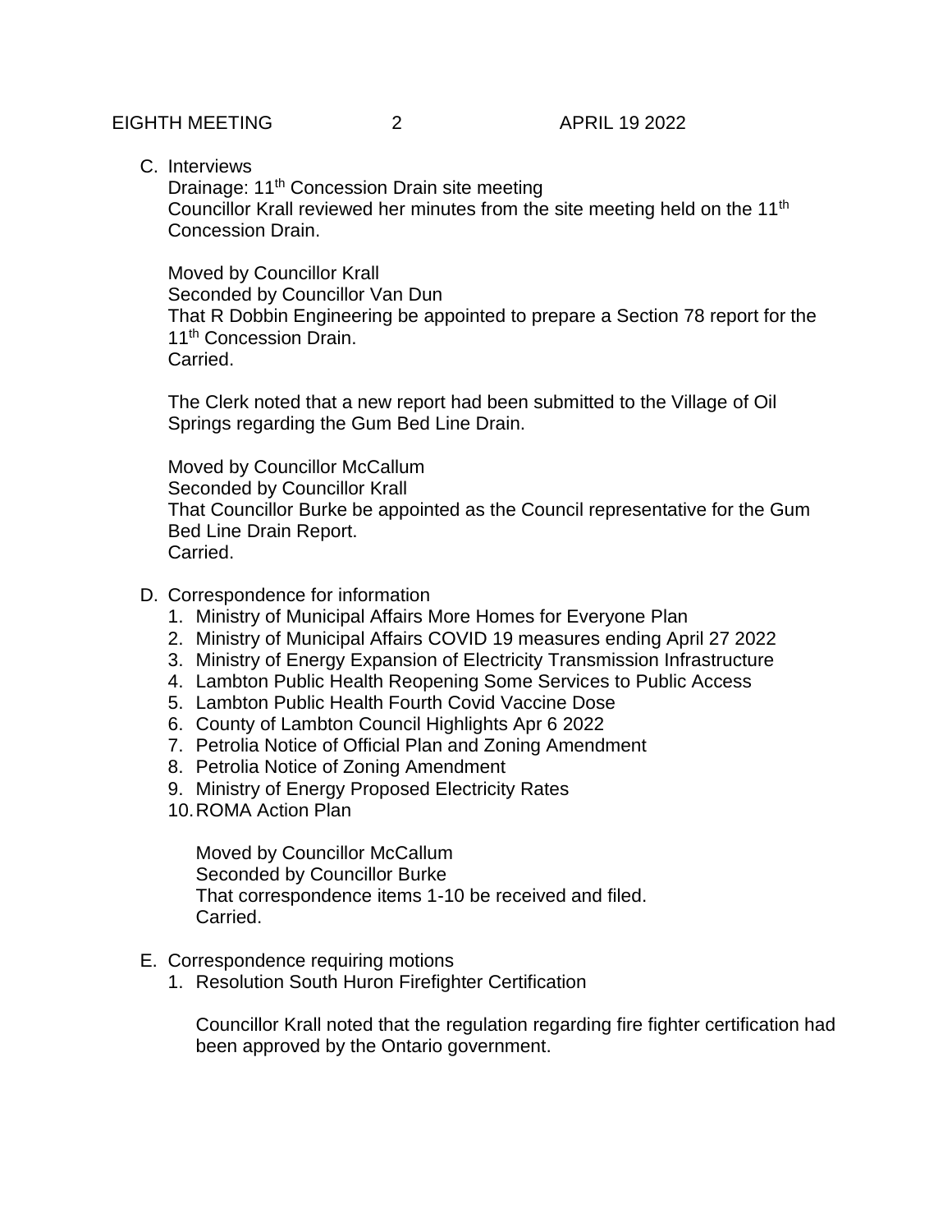C. Interviews

Drainage: 11th Concession Drain site meeting

Councillor Krall reviewed her minutes from the site meeting held on the 11th Concession Drain.

Moved by Councillor Krall
Seconded by Councillor Van Dun
That R Dobbin Engineering be appointed to prepare a Section 78 report for the 11th Concession Drain.
Carried.

The Clerk noted that a new report had been submitted to the Village of Oil Springs regarding the Gum Bed Line Drain.

Moved by Councillor McCallum
Seconded by Councillor Krall
That Councillor Burke be appointed as the Council representative for the Gum Bed Line Drain Report.
Carried.

D. Correspondence for information

1. Ministry of Municipal Affairs More Homes for Everyone Plan
2. Ministry of Municipal Affairs COVID 19 measures ending April 27 2022
3. Ministry of Energy Expansion of Electricity Transmission Infrastructure
4. Lambton Public Health Reopening Some Services to Public Access
5. Lambton Public Health Fourth Covid Vaccine Dose
6. County of Lambton Council Highlights Apr 6 2022
7. Petrolia Notice of Official Plan and Zoning Amendment
8. Petrolia Notice of Zoning Amendment
9. Ministry of Energy Proposed Electricity Rates
10. ROMA Action Plan

Moved by Councillor McCallum
Seconded by Councillor Burke
That correspondence items 1-10 be received and filed.
Carried.

E. Correspondence requiring motions

1. Resolution South Huron Firefighter Certification

Councillor Krall noted that the regulation regarding fire fighter certification had been approved by the Ontario government.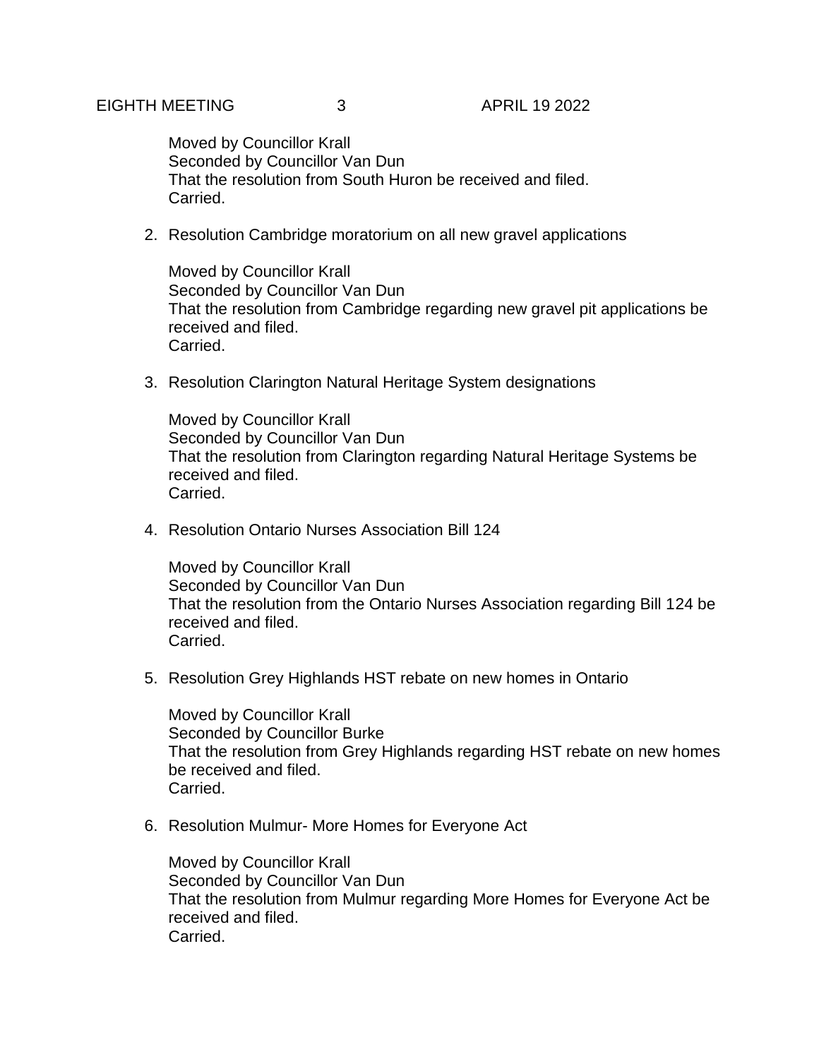Moved by Councillor Krall
Seconded by Councillor Van Dun
That the resolution from South Huron be received and filed.
Carried.

2. Resolution Cambridge moratorium on all new gravel applications

   Moved by Councillor Krall
   Seconded by Councillor Van Dun
   That the resolution from Cambridge regarding new gravel pit applications be received and filed.
   Carried.

3. Resolution Clarington Natural Heritage System designations

   Moved by Councillor Krall
   Seconded by Councillor Van Dun
   That the resolution from Clarington regarding Natural Heritage Systems be received and filed.
   Carried.

4. Resolution Ontario Nurses Association Bill 124

   Moved by Councillor Krall
   Seconded by Councillor Van Dun
   That the resolution from the Ontario Nurses Association regarding Bill 124 be received and filed.
   Carried.

5. Resolution Grey Highlands HST rebate on new homes in Ontario

   Moved by Councillor Krall
   Seconded by Councillor Burke
   That the resolution from Grey Highlands regarding HST rebate on new homes be received and filed.
   Carried.

6. Resolution Mulmur- More Homes for Everyone Act

   Moved by Councillor Krall
   Seconded by Councillor Van Dun
   That the resolution from Mulmur regarding More Homes for Everyone Act be received and filed.
   Carried.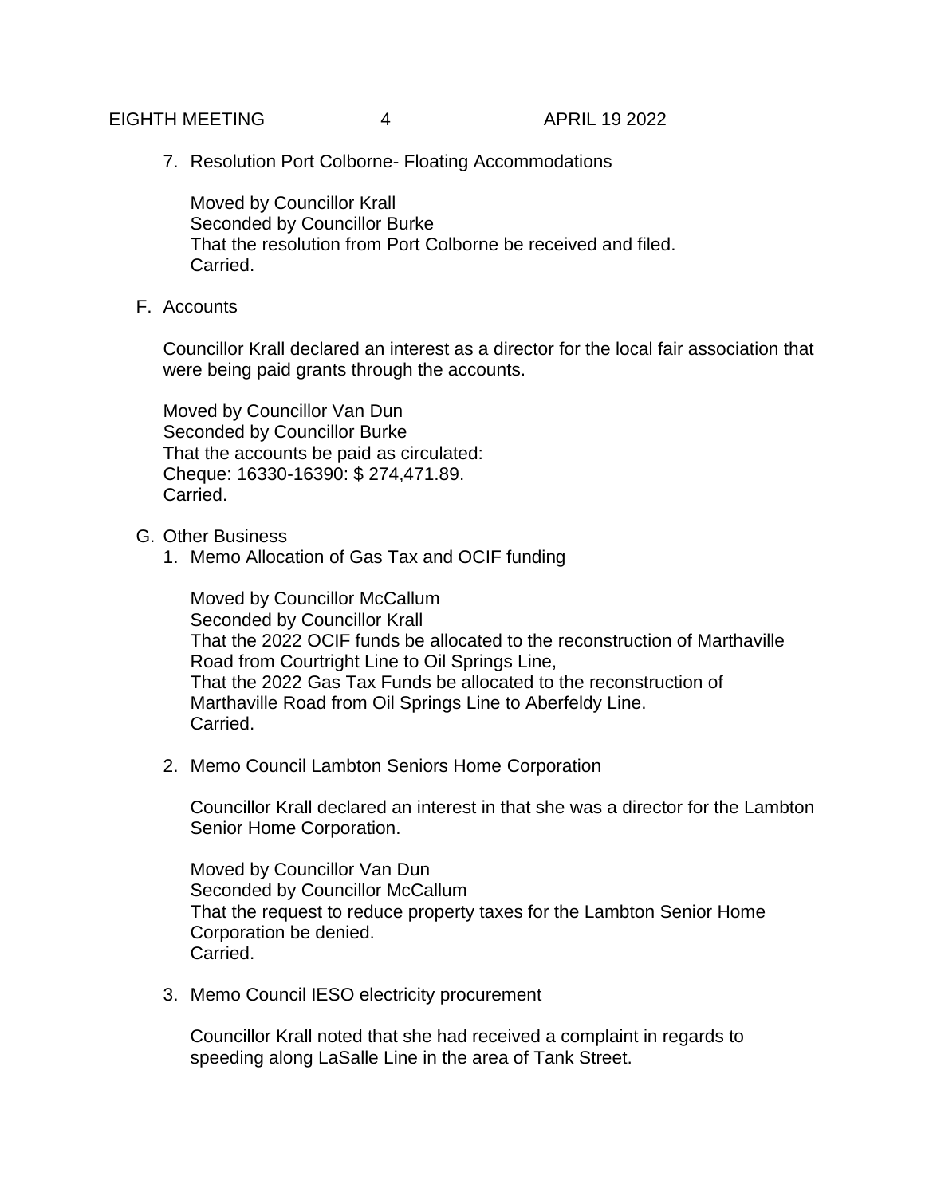7. Resolution Port Colborne- Floating Accommodations

   Moved by Councillor Krall
   Seconded by Councillor Burke
   That the resolution from Port Colborne be received and filed.
   Carried.

F. Accounts

   Councillor Krall declared an interest as a director for the local fair association that were being paid grants through the accounts.

   Moved by Councillor Van Dun
   Seconded by Councillor Burke
   That the accounts be paid as circulated:
   Cheque: 16330-16390: $ 274,471.89.
   Carried.

G. Other Business

   1. Memo Allocation of Gas Tax and OCIF funding

      Moved by Councillor McCallum
      Seconded by Councillor Krall
      That the 2022 OCIF funds be allocated to the reconstruction of Marthaville Road from Courtright Line to Oil Springs Line,
      That the 2022 Gas Tax Funds be allocated to the reconstruction of Marthaville Road from Oil Springs Line to Aberfeldy Line.
      Carried.

   2. Memo Council Lambton Seniors Home Corporation

      Councillor Krall declared an interest in that she was a director for the Lambton Senior Home Corporation.

      Moved by Councillor Van Dun
      Seconded by Councillor McCallum
      That the request to reduce property taxes for the Lambton Senior Home Corporation be denied.
      Carried.

   3. Memo Council IESO electricity procurement

      Councillor Krall noted that she had received a complaint in regards to speeding along LaSalle Line in the area of Tank Street.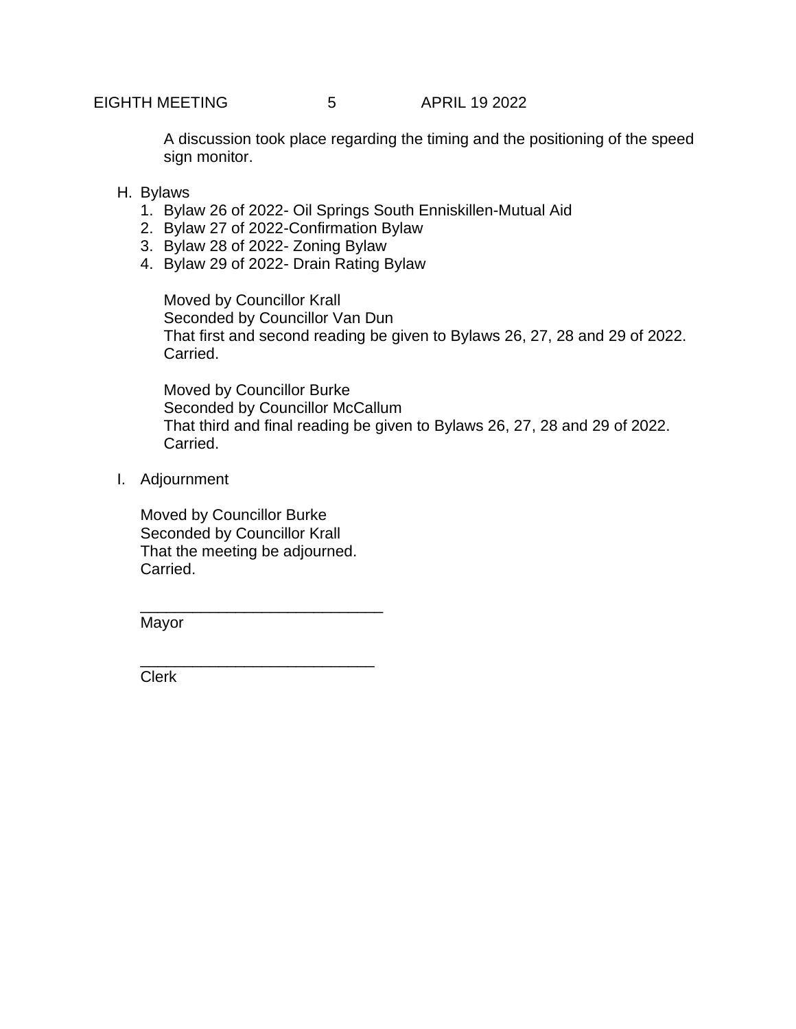A discussion took place regarding the timing and the positioning of the speed sign monitor.

H. Bylaws

1. Bylaw 26 of 2022- Oil Springs South Enniskillen-Mutual Aid
2. Bylaw 27 of 2022-Confirmation Bylaw
3. Bylaw 28 of 2022- Zoning Bylaw
4. Bylaw 29 of 2022- Drain Rating Bylaw

Moved by Councillor Krall
Seconded by Councillor Van Dun
That first and second reading be given to Bylaws 26, 27, 28 and 29 of 2022.
Carried.

Moved by Councillor Burke
Seconded by Councillor McCallum
That third and final reading be given to Bylaws 26, 27, 28 and 29 of 2022.
Carried.

I. Adjournment

Moved by Councillor Burke
Seconded by Councillor Krall
That the meeting be adjourned.
Carried.

____________________________
Mayor

___________________________
Clerk